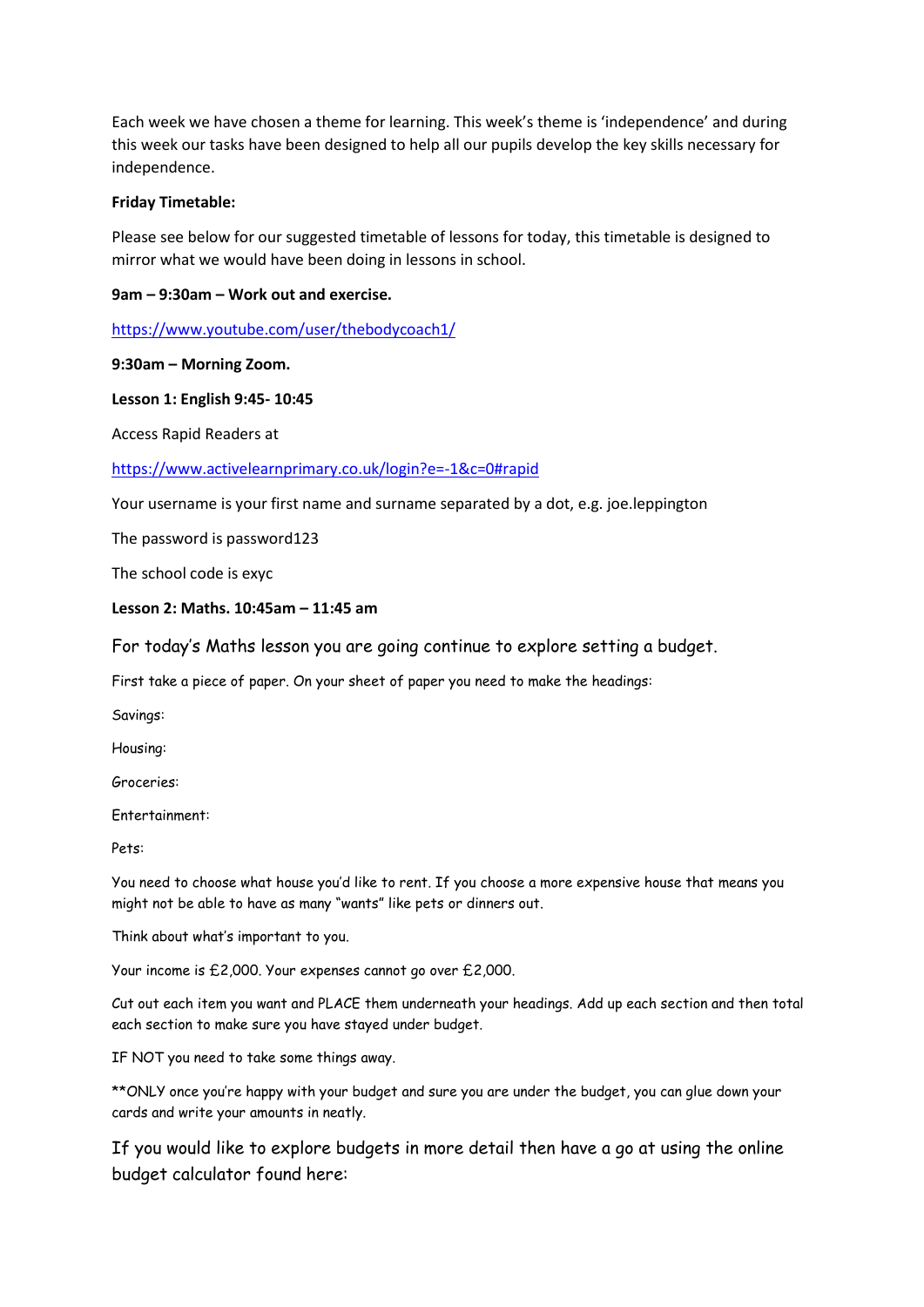Each week we have chosen a theme for learning. This week's theme is 'independence' and during this week our tasks have been designed to help all our pupils develop the key skills necessary for independence.

**Friday Timetable:**

Please see below for our suggested timetable of lessons for today, this timetable is designed to mirror what we would have been doing in lessons in school.

**9am – 9:30am – Work out and exercise.**

https://www.youtube.com/user/thebodycoach1/

**9:30am – Morning Zoom.**

**Lesson 1: English 9:45- 10:45**

Access Rapid Readers at

https://www.activelearnprimary.co.uk/login?e=-1&c=0#rapid

Your username is your first name and surname separated by a dot, e.g. joe.leppington

The password is password123

The school code is exyc

**Lesson 2: Maths. 10:45am – 11:45 am**

For today's Maths lesson you are going continue to explore setting a budget.

First take a piece of paper. On your sheet of paper you need to make the headings:

Savings:

Housing:

Groceries:

Entertainment:

Pets:

You need to choose what house you'd like to rent. If you choose a more expensive house that means you might not be able to have as many "wants" like pets or dinners out.

Think about what's important to you.

Your income is £2,000. Your expenses cannot go over £2,000.

Cut out each item you want and PLACE them underneath your headings. Add up each section and then total each section to make sure you have stayed under budget.

IF NOT you need to take some things away.

**ONLY once you're happy with your budget and sure you are under the budget, you can glue down your cards and write your amounts in neatly.

If you would like to explore budgets in more detail then have a go at using the online budget calculator found here: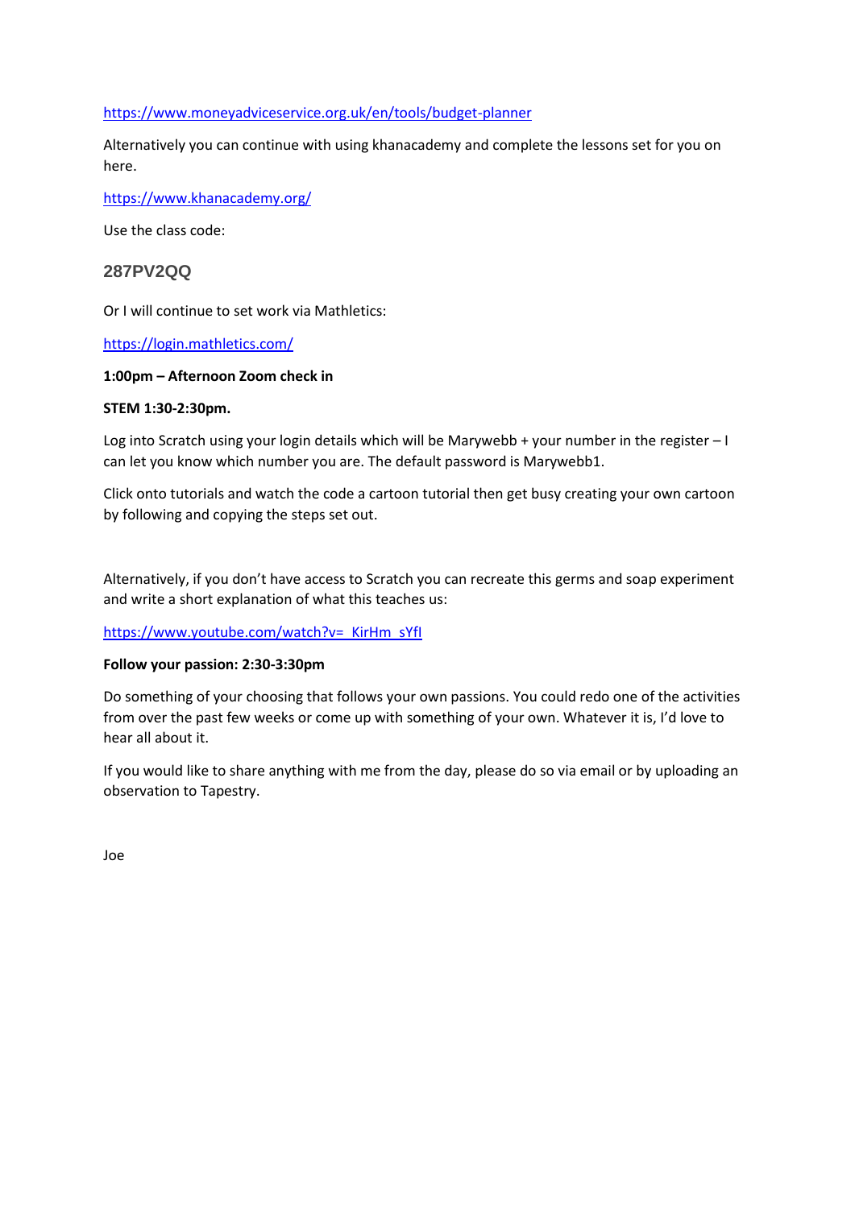https://www.moneyadviceservice.org.uk/en/tools/budget-planner

Alternatively you can continue with using khanacademy and complete the lessons set for you on here.

https://www.khanacademy.org/

Use the class code:

**287PV2QQ**

Or I will continue to set work via Mathletics:

https://login.mathletics.com/

**1:00pm – Afternoon Zoom check in**

**STEM 1:30-2:30pm.**

Log into Scratch using your login details which will be Marywebb + your number in the register – I can let you know which number you are. The default password is Marywebb1.

Click onto tutorials and watch the code a cartoon tutorial then get busy creating your own cartoon by following and copying the steps set out.

Alternatively, if you don't have access to Scratch you can recreate this germs and soap experiment and write a short explanation of what this teaches us:

https://www.youtube.com/watch?v=_KirHm_sYfI

**Follow your passion: 2:30-3:30pm**

Do something of your choosing that follows your own passions. You could redo one of the activities from over the past few weeks or come up with something of your own. Whatever it is, I'd love to hear all about it.

If you would like to share anything with me from the day, please do so via email or by uploading an observation to Tapestry.

Joe